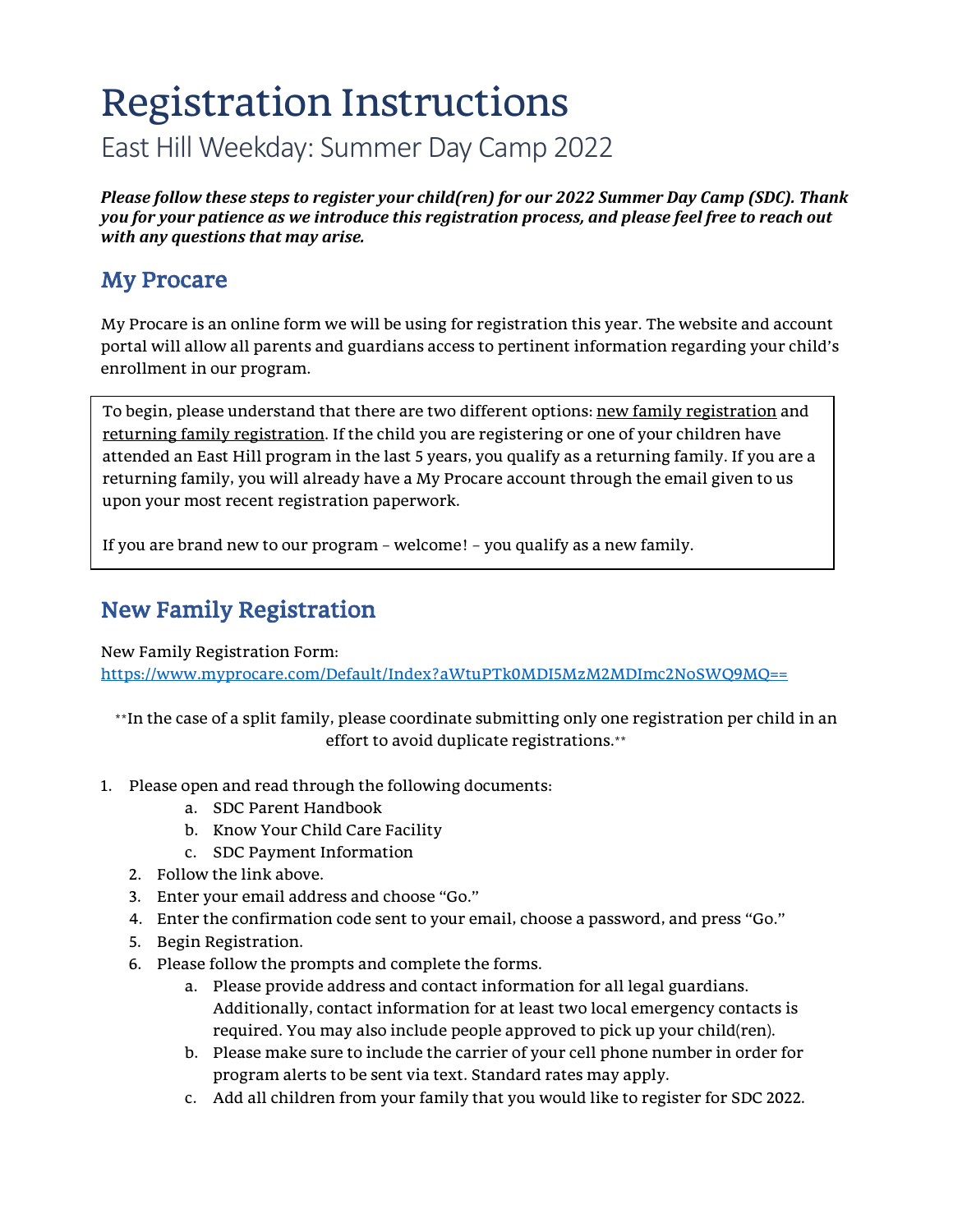# Registration Instructions

## East Hill Weekday: Summer Day Camp 2022

***Please follow these steps to register your child(ren) for our 2022 Summer Day Camp (SDC). Thank you for your patience as we introduce this registration process, and please feel free to reach out with any questions that may arise.***

## My Procare

My Procare is an online form we will be using for registration this year. The website and account portal will allow all parents and guardians access to pertinent information regarding your child's enrollment in our program.

To begin, please understand that there are two different options: new family registration and returning family registration. If the child you are registering or one of your children have attended an East Hill program in the last 5 years, you qualify as a returning family. If you are a returning family, you will already have a My Procare account through the email given to us upon your most recent registration paperwork.

If you are brand new to our program – welcome! – you qualify as a new family.

## New Family Registration

New Family Registration Form:
https://www.myprocare.com/Default/Index?aWtuPTk0MDI5MzM2MDImc2NoSWQ9MQ==

**In the case of a split family, please coordinate submitting only one registration per child in an effort to avoid duplicate registrations.**

1. Please open and read through the following documents:
   a. SDC Parent Handbook
   b. Know Your Child Care Facility
   c. SDC Payment Information
2. Follow the link above.
3. Enter your email address and choose "Go."
4. Enter the confirmation code sent to your email, choose a password, and press "Go."
5. Begin Registration.
6. Please follow the prompts and complete the forms.
   a. Please provide address and contact information for all legal guardians. Additionally, contact information for at least two local emergency contacts is required. You may also include people approved to pick up your child(ren).
   b. Please make sure to include the carrier of your cell phone number in order for program alerts to be sent via text. Standard rates may apply.
   c. Add all children from your family that you would like to register for SDC 2022.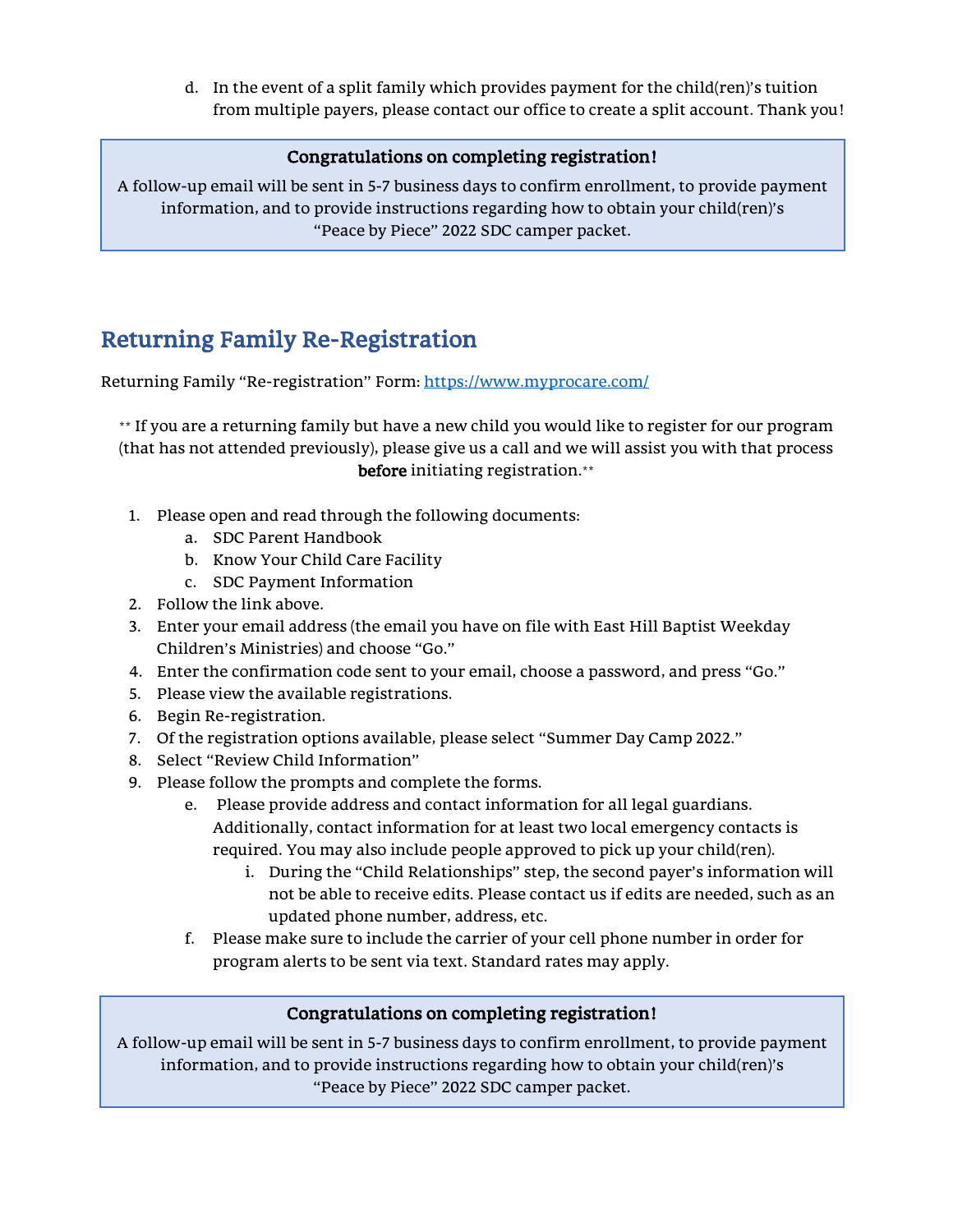d. In the event of a split family which provides payment for the child(ren)'s tuition from multiple payers, please contact our office to create a split account. Thank you!

> **Congratulations on completing registration!**
>
> A follow-up email will be sent in 5-7 business days to confirm enrollment, to provide payment information, and to provide instructions regarding how to obtain your child(ren)'s "Peace by Piece" 2022 SDC camper packet.

## Returning Family Re-Registration

Returning Family "Re-registration" Form: [https://www.myprocare.com/](https://www.myprocare.com/)

** If you are a returning family but have a new child you would like to register for our program (that has not attended previously), please give us a call and we will assist you with that process **before** initiating registration.**

1. Please open and read through the following documents:
   a. SDC Parent Handbook
   b. Know Your Child Care Facility
   c. SDC Payment Information
2. Follow the link above.
3. Enter your email address (the email you have on file with East Hill Baptist Weekday Children's Ministries) and choose "Go."
4. Enter the confirmation code sent to your email, choose a password, and press "Go."
5. Please view the available registrations.
6. Begin Re-registration.
7. Of the registration options available, please select "Summer Day Camp 2022."
8. Select "Review Child Information"
9. Please follow the prompts and complete the forms.
   e. Please provide address and contact information for all legal guardians. Additionally, contact information for at least two local emergency contacts is required. You may also include people approved to pick up your child(ren).
      i. During the "Child Relationships" step, the second payer's information will not be able to receive edits. Please contact us if edits are needed, such as an updated phone number, address, etc.
   f. Please make sure to include the carrier of your cell phone number in order for program alerts to be sent via text. Standard rates may apply.

> **Congratulations on completing registration!**
>
> A follow-up email will be sent in 5-7 business days to confirm enrollment, to provide payment information, and to provide instructions regarding how to obtain your child(ren)'s "Peace by Piece" 2022 SDC camper packet.